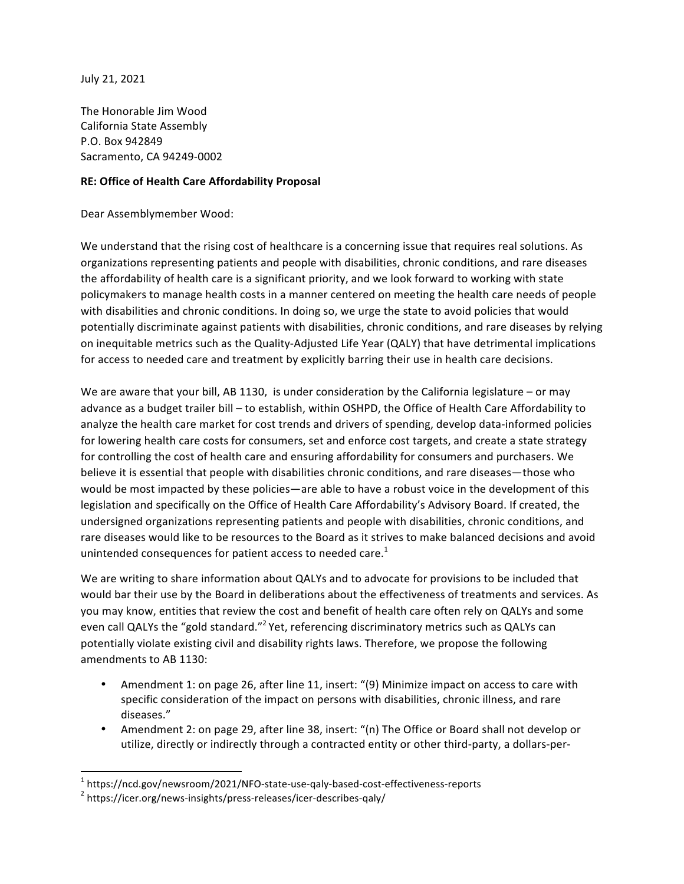July 21, 2021

The Honorable Jim Wood
California State Assembly
P.O. Box 942849
Sacramento, CA 94249-0002

**RE: Office of Health Care Affordability Proposal**

Dear Assemblymember Wood:

We understand that the rising cost of healthcare is a concerning issue that requires real solutions. As organizations representing patients and people with disabilities, chronic conditions, and rare diseases the affordability of health care is a significant priority, and we look forward to working with state policymakers to manage health costs in a manner centered on meeting the health care needs of people with disabilities and chronic conditions. In doing so, we urge the state to avoid policies that would potentially discriminate against patients with disabilities, chronic conditions, and rare diseases by relying on inequitable metrics such as the Quality-Adjusted Life Year (QALY) that have detrimental implications for access to needed care and treatment by explicitly barring their use in health care decisions.

We are aware that your bill, AB 1130, is under consideration by the California legislature – or may advance as a budget trailer bill – to establish, within OSHPD, the Office of Health Care Affordability to analyze the health care market for cost trends and drivers of spending, develop data-informed policies for lowering health care costs for consumers, set and enforce cost targets, and create a state strategy for controlling the cost of health care and ensuring affordability for consumers and purchasers. We believe it is essential that people with disabilities chronic conditions, and rare diseases—those who would be most impacted by these policies—are able to have a robust voice in the development of this legislation and specifically on the Office of Health Care Affordability's Advisory Board. If created, the undersigned organizations representing patients and people with disabilities, chronic conditions, and rare diseases would like to be resources to the Board as it strives to make balanced decisions and avoid unintended consequences for patient access to needed care.[1]

We are writing to share information about QALYs and to advocate for provisions to be included that would bar their use by the Board in deliberations about the effectiveness of treatments and services. As you may know, entities that review the cost and benefit of health care often rely on QALYs and some even call QALYs the "gold standard."[2] Yet, referencing discriminatory metrics such as QALYs can potentially violate existing civil and disability rights laws. Therefore, we propose the following amendments to AB 1130:

- Amendment 1: on page 26, after line 11, insert: "(9) Minimize impact on access to care with specific consideration of the impact on persons with disabilities, chronic illness, and rare diseases."
- Amendment 2: on page 29, after line 38, insert: "(n) The Office or Board shall not develop or utilize, directly or indirectly through a contracted entity or other third-party, a dollars-per-

[1] https://ncd.gov/newsroom/2021/NFO-state-use-qaly-based-cost-effectiveness-reports

[2] https://icer.org/news-insights/press-releases/icer-describes-qaly/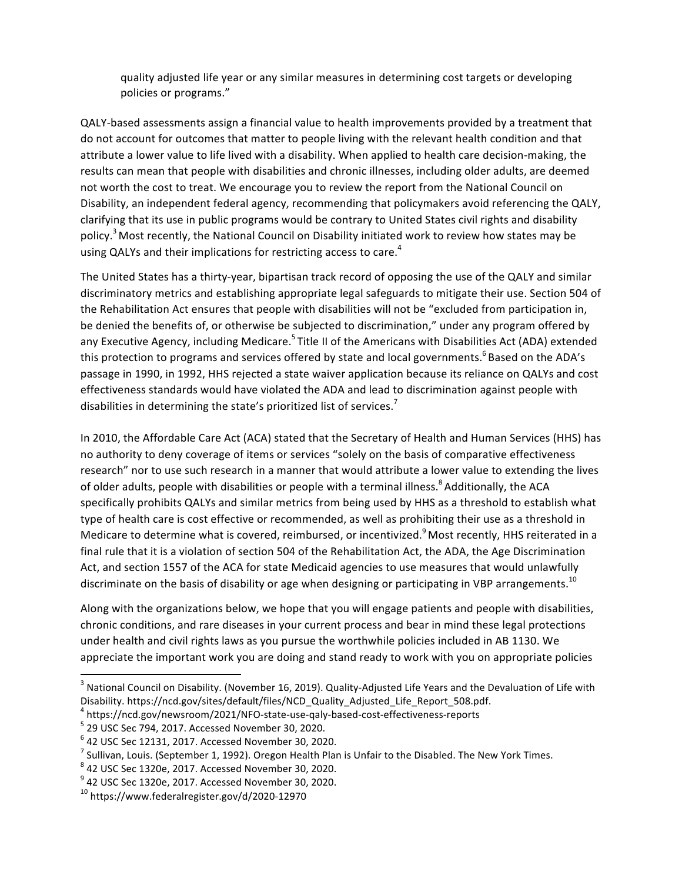quality adjusted life year or any similar measures in determining cost targets or developing policies or programs."

QALY-based assessments assign a financial value to health improvements provided by a treatment that do not account for outcomes that matter to people living with the relevant health condition and that attribute a lower value to life lived with a disability. When applied to health care decision-making, the results can mean that people with disabilities and chronic illnesses, including older adults, are deemed not worth the cost to treat. We encourage you to review the report from the National Council on Disability, an independent federal agency, recommending that policymakers avoid referencing the QALY, clarifying that its use in public programs would be contrary to United States civil rights and disability policy.[3] Most recently, the National Council on Disability initiated work to review how states may be using QALYs and their implications for restricting access to care.[4]

The United States has a thirty-year, bipartisan track record of opposing the use of the QALY and similar discriminatory metrics and establishing appropriate legal safeguards to mitigate their use. Section 504 of the Rehabilitation Act ensures that people with disabilities will not be "excluded from participation in, be denied the benefits of, or otherwise be subjected to discrimination," under any program offered by any Executive Agency, including Medicare.[5] Title II of the Americans with Disabilities Act (ADA) extended this protection to programs and services offered by state and local governments.[6] Based on the ADA's passage in 1990, in 1992, HHS rejected a state waiver application because its reliance on QALYs and cost effectiveness standards would have violated the ADA and lead to discrimination against people with disabilities in determining the state's prioritized list of services.[7]

In 2010, the Affordable Care Act (ACA) stated that the Secretary of Health and Human Services (HHS) has no authority to deny coverage of items or services "solely on the basis of comparative effectiveness research" nor to use such research in a manner that would attribute a lower value to extending the lives of older adults, people with disabilities or people with a terminal illness.[8] Additionally, the ACA specifically prohibits QALYs and similar metrics from being used by HHS as a threshold to establish what type of health care is cost effective or recommended, as well as prohibiting their use as a threshold in Medicare to determine what is covered, reimbursed, or incentivized.[9] Most recently, HHS reiterated in a final rule that it is a violation of section 504 of the Rehabilitation Act, the ADA, the Age Discrimination Act, and section 1557 of the ACA for state Medicaid agencies to use measures that would unlawfully discriminate on the basis of disability or age when designing or participating in VBP arrangements.[10]

Along with the organizations below, we hope that you will engage patients and people with disabilities, chronic conditions, and rare diseases in your current process and bear in mind these legal protections under health and civil rights laws as you pursue the worthwhile policies included in AB 1130. We appreciate the important work you are doing and stand ready to work with you on appropriate policies

---

[3] National Council on Disability. (November 16, 2019). Quality-Adjusted Life Years and the Devaluation of Life with Disability. https://ncd.gov/sites/default/files/NCD_Quality_Adjusted_Life_Report_508.pdf.

[4] https://ncd.gov/newsroom/2021/NFO-state-use-qaly-based-cost-effectiveness-reports

[5] 29 USC Sec 794, 2017. Accessed November 30, 2020.

[6] 42 USC Sec 12131, 2017. Accessed November 30, 2020.

[7] Sullivan, Louis. (September 1, 1992). Oregon Health Plan is Unfair to the Disabled. The New York Times.

[8] 42 USC Sec 1320e, 2017. Accessed November 30, 2020.

[9] 42 USC Sec 1320e, 2017. Accessed November 30, 2020.

[10] https://www.federalregister.gov/d/2020-12970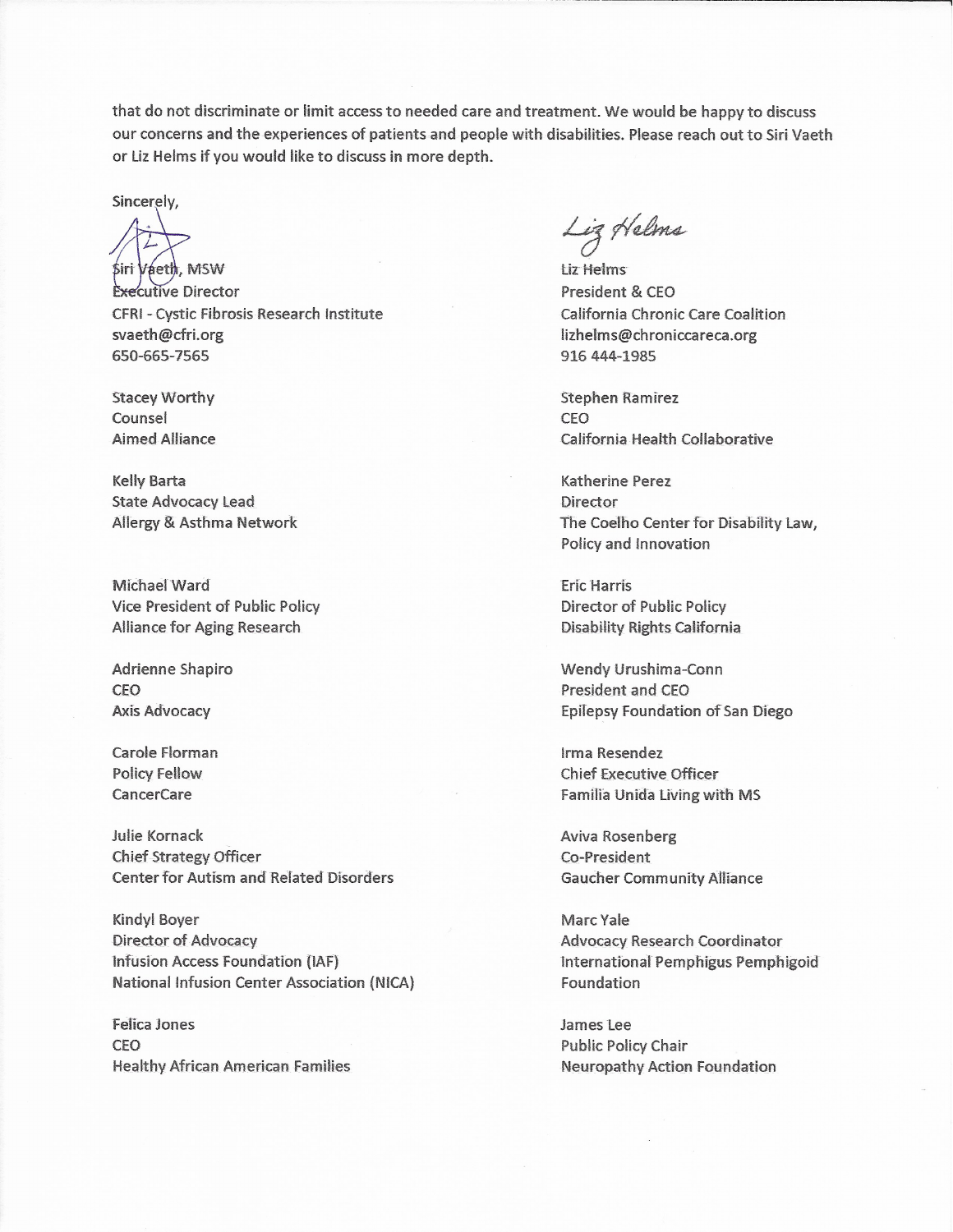that do not discriminate or limit access to needed care and treatment. We would be happy to discuss our concerns and the experiences of patients and people with disabilities. Please reach out to Siri Vaeth or Liz Helms if you would like to discuss in more depth.

Sincerely,

Siri Vaeth, MSW
Executive Director
CFRI - Cystic Fibrosis Research Institute
svaeth@cfri.org
650-665-7565

Liz Helms
President & CEO
California Chronic Care Coalition
lizhelms@chroniccareca.org
916 444-1985

Stacey Worthy
Counsel
Aimed Alliance

Stephen Ramirez
CEO
California Health Collaborative

Kelly Barta
State Advocacy Lead
Allergy & Asthma Network

Katherine Perez
Director
The Coelho Center for Disability Law, Policy and Innovation

Michael Ward
Vice President of Public Policy
Alliance for Aging Research

Eric Harris
Director of Public Policy
Disability Rights California

Adrienne Shapiro
CEO
Axis Advocacy

Wendy Urushima-Conn
President and CEO
Epilepsy Foundation of San Diego

Carole Florman
Policy Fellow
CancerCare

Irma Resendez
Chief Executive Officer
Familia Unida Living with MS

Julie Kornack
Chief Strategy Officer
Center for Autism and Related Disorders

Aviva Rosenberg
Co-President
Gaucher Community Alliance

Kindyl Boyer
Director of Advocacy
Infusion Access Foundation (IAF)
National Infusion Center Association (NICA)

Marc Yale
Advocacy Research Coordinator
International Pemphigus Pemphigoid Foundation

Felica Jones
CEO
Healthy African American Families

James Lee
Public Policy Chair
Neuropathy Action Foundation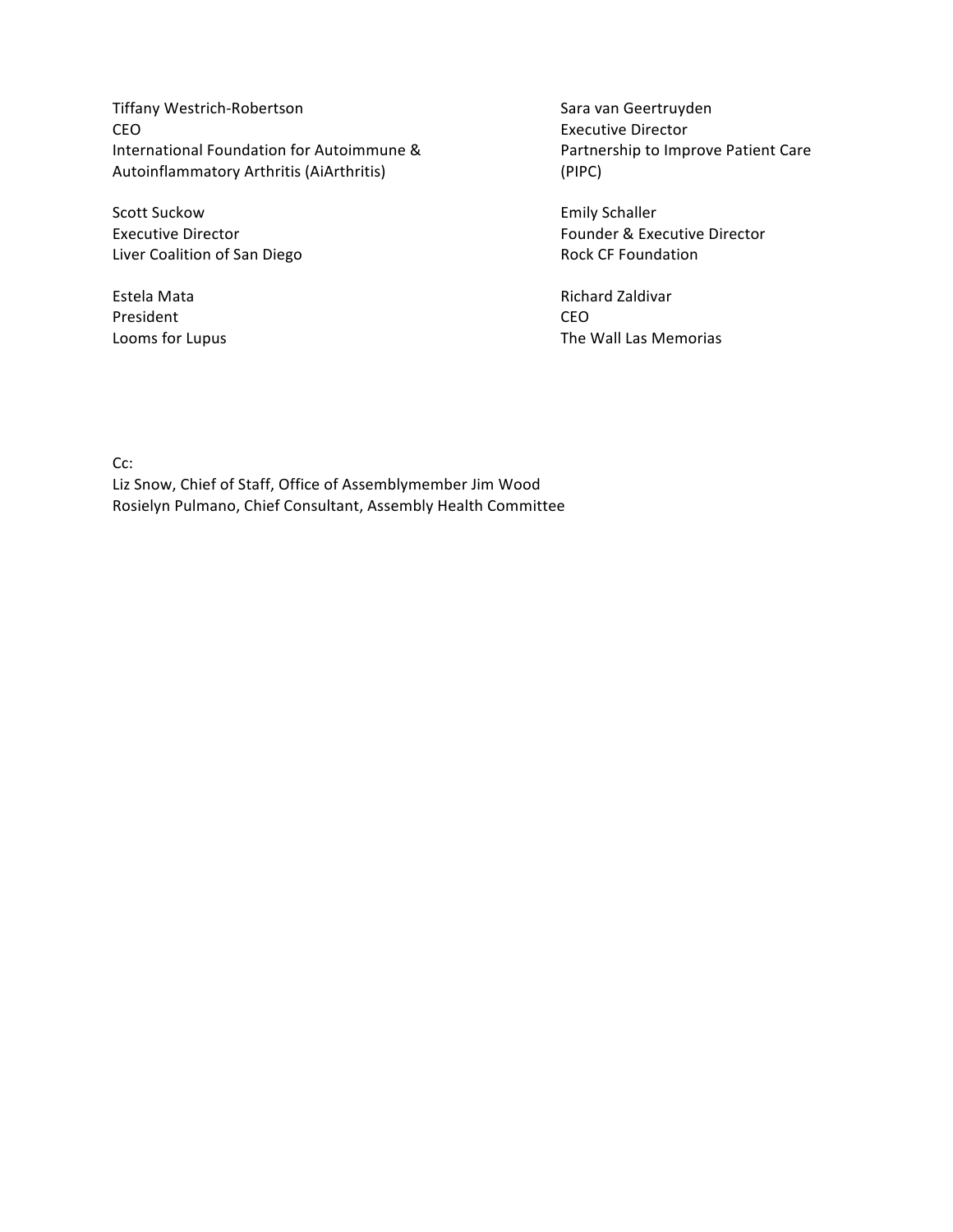Tiffany Westrich-Robertson
CEO
International Foundation for Autoimmune & Autoinflammatory Arthritis (AiArthritis)

Sara van Geertruyden
Executive Director
Partnership to Improve Patient Care (PIPC)

Scott Suckow
Executive Director
Liver Coalition of San Diego

Emily Schaller
Founder & Executive Director
Rock CF Foundation

Estela Mata
President
Looms for Lupus

Richard Zaldivar
CEO
The Wall Las Memorias

Cc:
Liz Snow, Chief of Staff, Office of Assemblymember Jim Wood
Rosielyn Pulmano, Chief Consultant, Assembly Health Committee